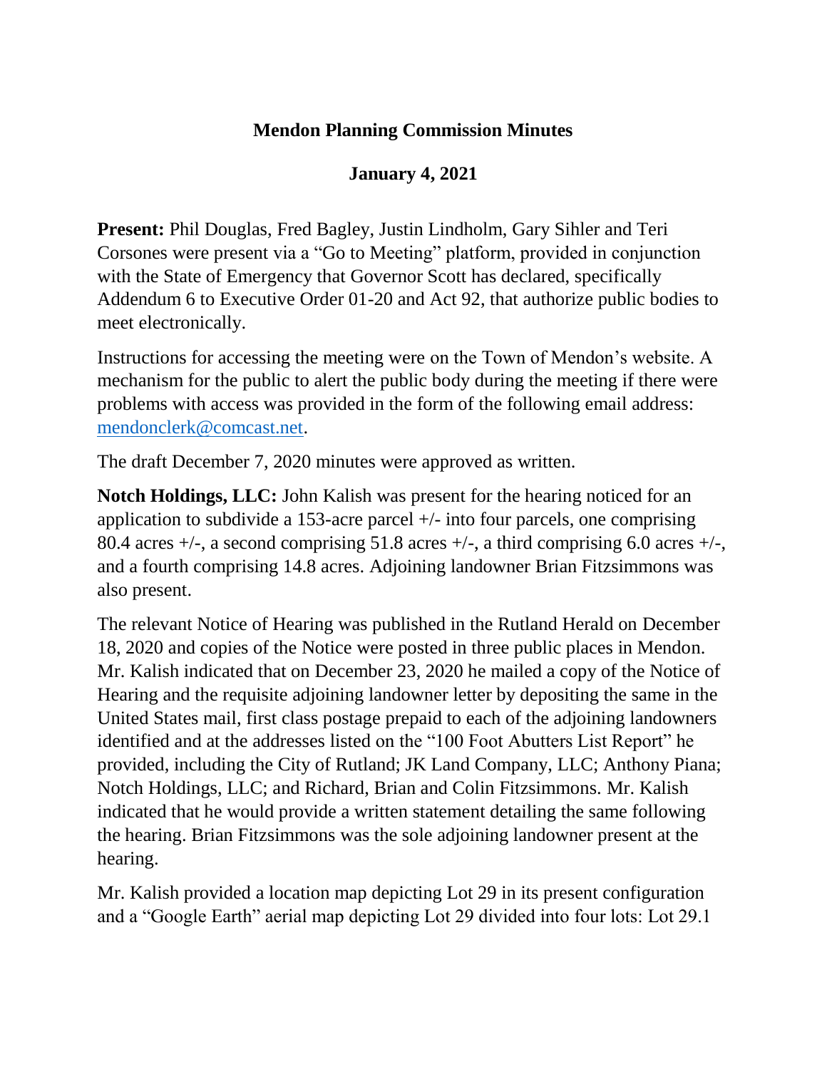# Mendon Planning Commission Minutes

## January 4, 2021

**Present:** Phil Douglas, Fred Bagley, Justin Lindholm, Gary Sihler and Teri Corsones were present via a "Go to Meeting" platform, provided in conjunction with the State of Emergency that Governor Scott has declared, specifically Addendum 6 to Executive Order 01-20 and Act 92, that authorize public bodies to meet electronically.

Instructions for accessing the meeting were on the Town of Mendon's website. A mechanism for the public to alert the public body during the meeting if there were problems with access was provided in the form of the following email address: [mendonclerk@comcast.net](mailto:mendonclerk@comcast.net).

The draft December 7, 2020 minutes were approved as written.

**Notch Holdings, LLC:** John Kalish was present for the hearing noticed for an application to subdivide a 153-acre parcel +/- into four parcels, one comprising 80.4 acres +/-, a second comprising 51.8 acres +/-, a third comprising 6.0 acres +/-, and a fourth comprising 14.8 acres. Adjoining landowner Brian Fitzsimmons was also present.

The relevant Notice of Hearing was published in the Rutland Herald on December 18, 2020 and copies of the Notice were posted in three public places in Mendon. Mr. Kalish indicated that on December 23, 2020 he mailed a copy of the Notice of Hearing and the requisite adjoining landowner letter by depositing the same in the United States mail, first class postage prepaid to each of the adjoining landowners identified and at the addresses listed on the "100 Foot Abutters List Report" he provided, including the City of Rutland; JK Land Company, LLC; Anthony Piana; Notch Holdings, LLC; and Richard, Brian and Colin Fitzsimmons. Mr. Kalish indicated that he would provide a written statement detailing the same following the hearing. Brian Fitzsimmons was the sole adjoining landowner present at the hearing.

Mr. Kalish provided a location map depicting Lot 29 in its present configuration and a "Google Earth" aerial map depicting Lot 29 divided into four lots: Lot 29.1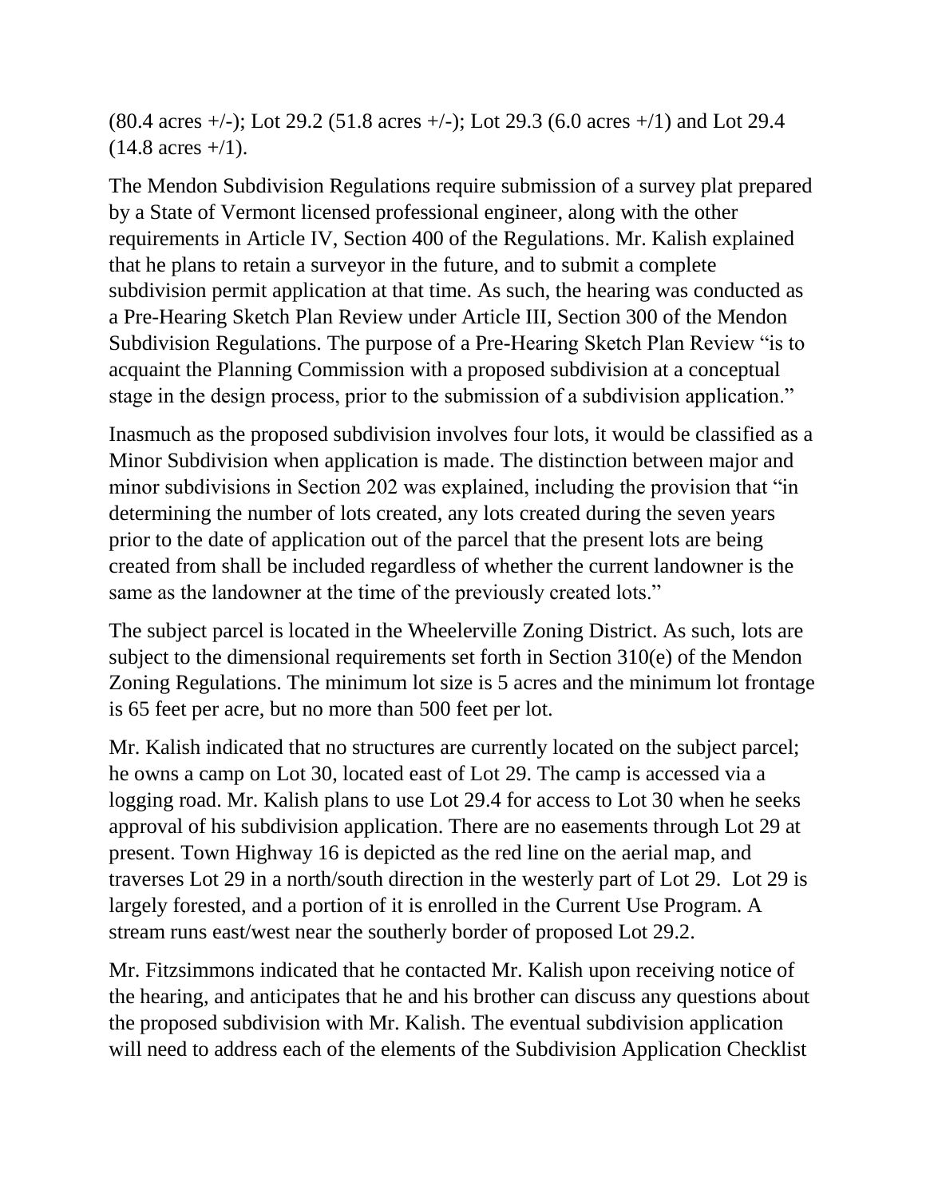(80.4 acres +/-); Lot 29.2 (51.8 acres +/-); Lot 29.3 (6.0 acres +/1) and Lot 29.4 (14.8 acres +/1).

The Mendon Subdivision Regulations require submission of a survey plat prepared by a State of Vermont licensed professional engineer, along with the other requirements in Article IV, Section 400 of the Regulations. Mr. Kalish explained that he plans to retain a surveyor in the future, and to submit a complete subdivision permit application at that time. As such, the hearing was conducted as a Pre-Hearing Sketch Plan Review under Article III, Section 300 of the Mendon Subdivision Regulations. The purpose of a Pre-Hearing Sketch Plan Review "is to acquaint the Planning Commission with a proposed subdivision at a conceptual stage in the design process, prior to the submission of a subdivision application."

Inasmuch as the proposed subdivision involves four lots, it would be classified as a Minor Subdivision when application is made. The distinction between major and minor subdivisions in Section 202 was explained, including the provision that "in determining the number of lots created, any lots created during the seven years prior to the date of application out of the parcel that the present lots are being created from shall be included regardless of whether the current landowner is the same as the landowner at the time of the previously created lots."

The subject parcel is located in the Wheelerville Zoning District. As such, lots are subject to the dimensional requirements set forth in Section 310(e) of the Mendon Zoning Regulations. The minimum lot size is 5 acres and the minimum lot frontage is 65 feet per acre, but no more than 500 feet per lot.

Mr. Kalish indicated that no structures are currently located on the subject parcel; he owns a camp on Lot 30, located east of Lot 29. The camp is accessed via a logging road. Mr. Kalish plans to use Lot 29.4 for access to Lot 30 when he seeks approval of his subdivision application. There are no easements through Lot 29 at present. Town Highway 16 is depicted as the red line on the aerial map, and traverses Lot 29 in a north/south direction in the westerly part of Lot 29. Lot 29 is largely forested, and a portion of it is enrolled in the Current Use Program. A stream runs east/west near the southerly border of proposed Lot 29.2.

Mr. Fitzsimmons indicated that he contacted Mr. Kalish upon receiving notice of the hearing, and anticipates that he and his brother can discuss any questions about the proposed subdivision with Mr. Kalish. The eventual subdivision application will need to address each of the elements of the Subdivision Application Checklist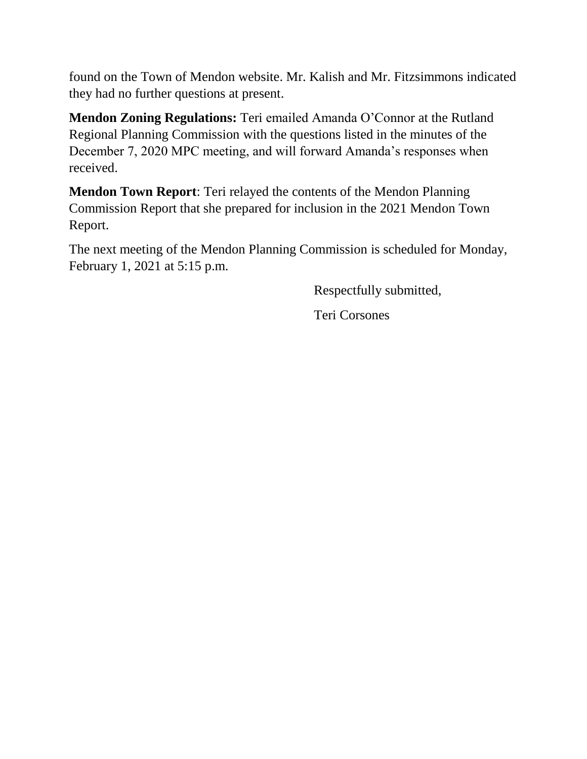found on the Town of Mendon website. Mr. Kalish and Mr. Fitzsimmons indicated they had no further questions at present.

**Mendon Zoning Regulations:** Teri emailed Amanda O'Connor at the Rutland Regional Planning Commission with the questions listed in the minutes of the December 7, 2020 MPC meeting, and will forward Amanda's responses when received.

**Mendon Town Report**: Teri relayed the contents of the Mendon Planning Commission Report that she prepared for inclusion in the 2021 Mendon Town Report.

The next meeting of the Mendon Planning Commission is scheduled for Monday, February 1, 2021 at 5:15 p.m.

Respectfully submitted,

Teri Corsones